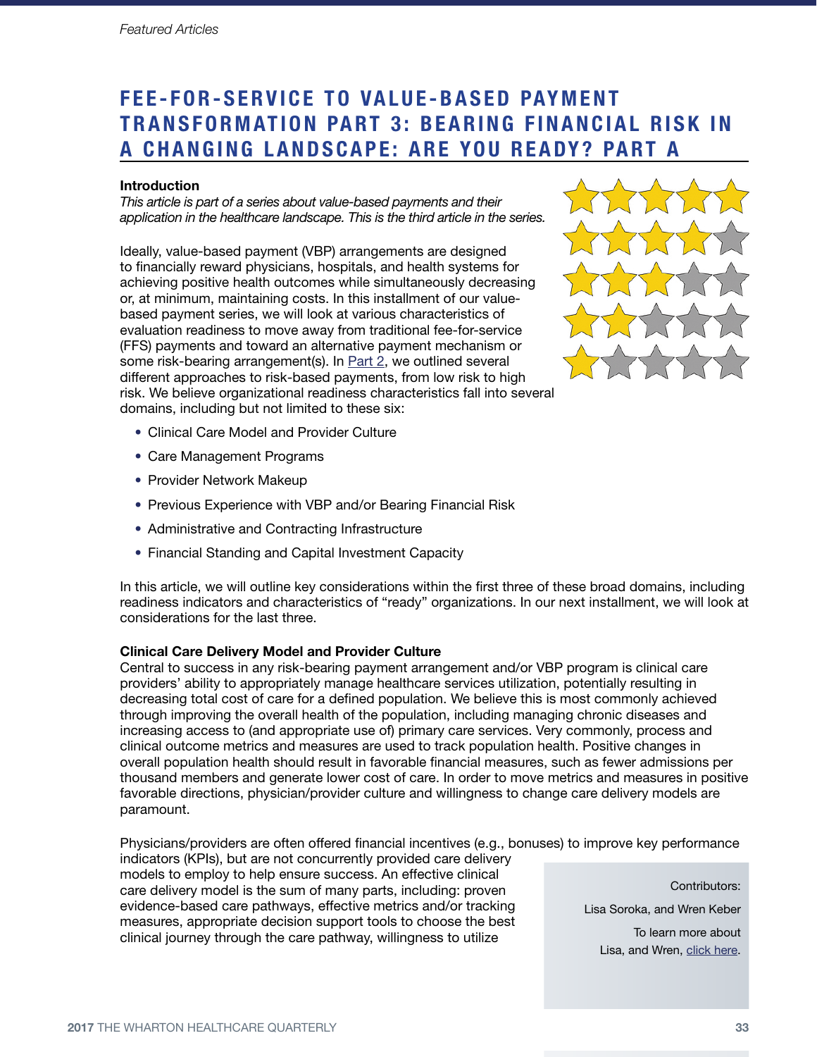Featured Articles

# FEE-FOR-SERVICE TO VALUE-BASED PAYMENT TRANSFORMATION PART 3: BEARING FINANCIAL RISK IN A CHANGING LANDSCAPE: ARE YOU READY? PART A

**Introduction**

*This article is part of a series about value-based payments and their application in the healthcare landscape. This is the third article in the series.*

Ideally, value-based payment (VBP) arrangements are designed to financially reward physicians, hospitals, and health systems for achieving positive health outcomes while simultaneously decreasing or, at minimum, maintaining costs. In this installment of our value-based payment series, we will look at various characteristics of evaluation readiness to move away from traditional fee-for-service (FFS) payments and toward an alternative payment mechanism or some risk-bearing arrangement(s). In Part 2, we outlined several different approaches to risk-based payments, from low risk to high risk. We believe organizational readiness characteristics fall into several domains, including but not limited to these six:

- Clinical Care Model and Provider Culture
- Care Management Programs
- Provider Network Makeup
- Previous Experience with VBP and/or Bearing Financial Risk
- Administrative and Contracting Infrastructure
- Financial Standing and Capital Investment Capacity

In this article, we will outline key considerations within the first three of these broad domains, including readiness indicators and characteristics of "ready" organizations. In our next installment, we will look at considerations for the last three.

**Clinical Care Delivery Model and Provider Culture**

Central to success in any risk-bearing payment arrangement and/or VBP program is clinical care providers' ability to appropriately manage healthcare services utilization, potentially resulting in decreasing total cost of care for a defined population. We believe this is most commonly achieved through improving the overall health of the population, including managing chronic diseases and increasing access to (and appropriate use of) primary care services. Very commonly, process and clinical outcome metrics and measures are used to track population health. Positive changes in overall population health should result in favorable financial measures, such as fewer admissions per thousand members and generate lower cost of care. In order to move metrics and measures in positive favorable directions, physician/provider culture and willingness to change care delivery models are paramount.

Physicians/providers are often offered financial incentives (e.g., bonuses) to improve key performance indicators (KPIs), but are not concurrently provided care delivery models to employ to help ensure success. An effective clinical care delivery model is the sum of many parts, including: proven evidence-based care pathways, effective metrics and/or tracking measures, appropriate decision support tools to choose the best clinical journey through the care pathway, willingness to utilize

Contributors:

Lisa Soroka, and Wren Keber

To learn more about Lisa, and Wren, click here.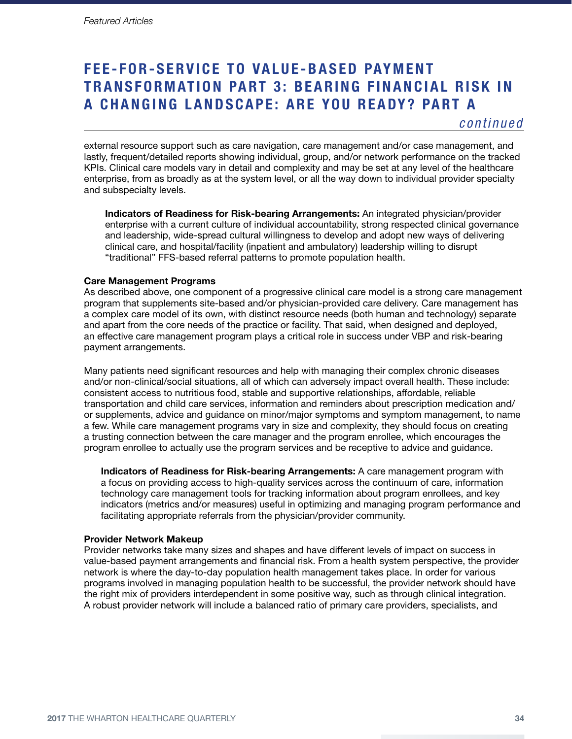external resource support such as care navigation, care management and/or case management, and lastly, frequent/detailed reports showing individual, group, and/or network performance on the tracked KPIs. Clinical care models vary in detail and complexity and may be set at any level of the healthcare enterprise, from as broadly as at the system level, or all the way down to individual provider specialty and subspecialty levels.

> **Indicators of Readiness for Risk-bearing Arrangements:** An integrated physician/provider enterprise with a current culture of individual accountability, strong respected clinical governance and leadership, wide-spread cultural willingness to develop and adopt new ways of delivering clinical care, and hospital/facility (inpatient and ambulatory) leadership willing to disrupt "traditional" FFS-based referral patterns to promote population health.

**Care Management Programs**

As described above, one component of a progressive clinical care model is a strong care management program that supplements site-based and/or physician-provided care delivery. Care management has a complex care model of its own, with distinct resource needs (both human and technology) separate and apart from the core needs of the practice or facility. That said, when designed and deployed, an effective care management program plays a critical role in success under VBP and risk-bearing payment arrangements.

Many patients need significant resources and help with managing their complex chronic diseases and/or non-clinical/social situations, all of which can adversely impact overall health. These include: consistent access to nutritious food, stable and supportive relationships, affordable, reliable transportation and child care services, information and reminders about prescription medication and/or supplements, advice and guidance on minor/major symptoms and symptom management, to name a few. While care management programs vary in size and complexity, they should focus on creating a trusting connection between the care manager and the program enrollee, which encourages the program enrollee to actually use the program services and be receptive to advice and guidance.

> **Indicators of Readiness for Risk-bearing Arrangements:** A care management program with a focus on providing access to high-quality services across the continuum of care, information technology care management tools for tracking information about program enrollees, and key indicators (metrics and/or measures) useful in optimizing and managing program performance and facilitating appropriate referrals from the physician/provider community.

**Provider Network Makeup**

Provider networks take many sizes and shapes and have different levels of impact on success in value-based payment arrangements and financial risk. From a health system perspective, the provider network is where the day-to-day population health management takes place. In order for various programs involved in managing population health to be successful, the provider network should have the right mix of providers interdependent in some positive way, such as through clinical integration. A robust provider network will include a balanced ratio of primary care providers, specialists, and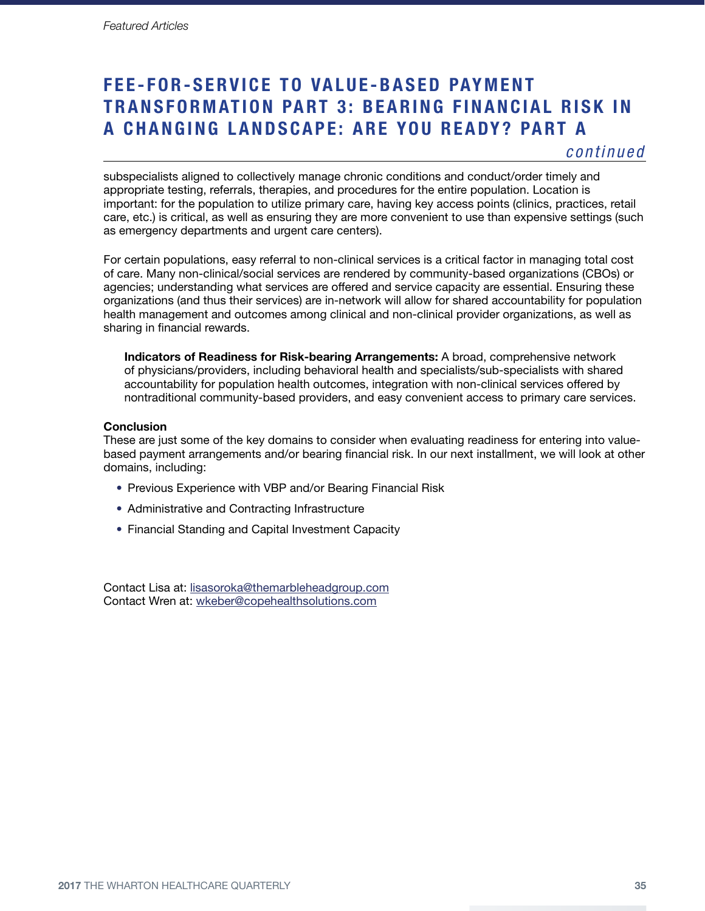subspecialists aligned to collectively manage chronic conditions and conduct/order timely and appropriate testing, referrals, therapies, and procedures for the entire population. Location is important: for the population to utilize primary care, having key access points (clinics, practices, retail care, etc.) is critical, as well as ensuring they are more convenient to use than expensive settings (such as emergency departments and urgent care centers).

For certain populations, easy referral to non-clinical services is a critical factor in managing total cost of care. Many non-clinical/social services are rendered by community-based organizations (CBOs) or agencies; understanding what services are offered and service capacity are essential. Ensuring these organizations (and thus their services) are in-network will allow for shared accountability for population health management and outcomes among clinical and non-clinical provider organizations, as well as sharing in financial rewards.

> **Indicators of Readiness for Risk-bearing Arrangements:** A broad, comprehensive network of physicians/providers, including behavioral health and specialists/sub-specialists with shared accountability for population health outcomes, integration with non-clinical services offered by nontraditional community-based providers, and easy convenient access to primary care services.

**Conclusion**

These are just some of the key domains to consider when evaluating readiness for entering into value-based payment arrangements and/or bearing financial risk. In our next installment, we will look at other domains, including:

- Previous Experience with VBP and/or Bearing Financial Risk
- Administrative and Contracting Infrastructure
- Financial Standing and Capital Investment Capacity

Contact Lisa at: lisasoroka@themarbleheadgroup.com
Contact Wren at: wkeber@copehealthsolutions.com